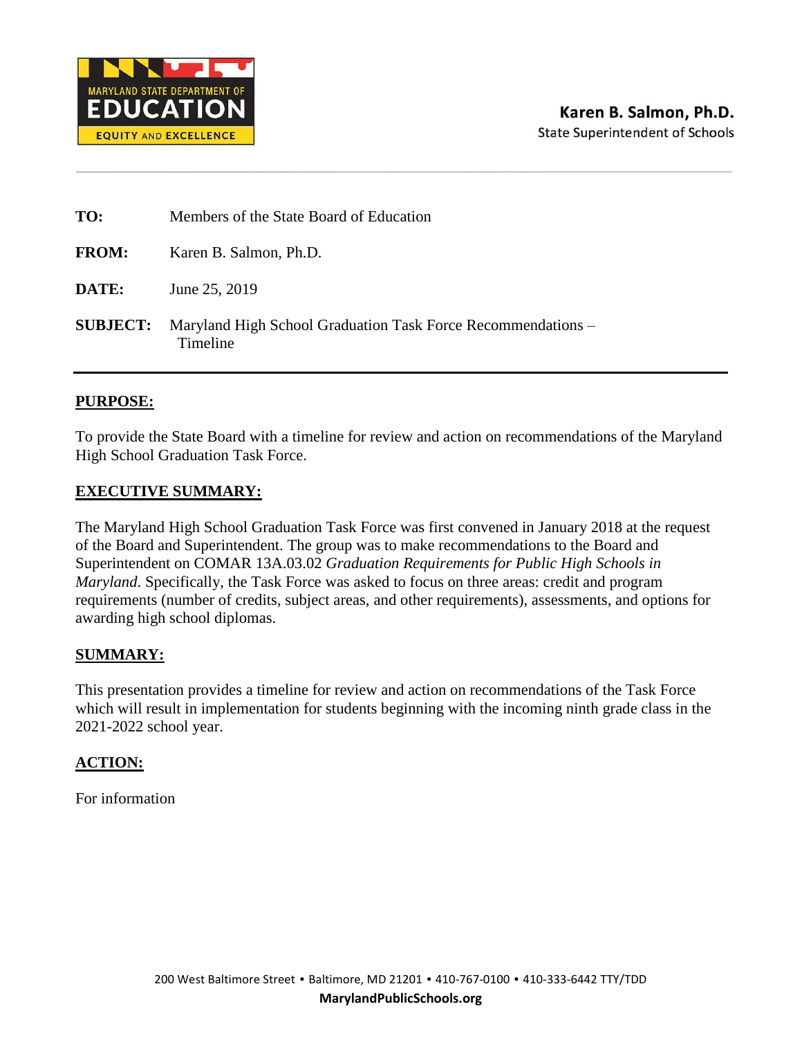MARYLAND STATE DEPARTMENT OF EDUCATION
EQUITY AND EXCELLENCE

**Karen B. Salmon, Ph.D.**
State Superintendent of Schools

**TO:** Members of the State Board of Education

**FROM:** Karen B. Salmon, Ph.D.

**DATE:** June 25, 2019

**SUBJECT:** Maryland High School Graduation Task Force Recommendations – Timeline

## PURPOSE:

To provide the State Board with a timeline for review and action on recommendations of the Maryland High School Graduation Task Force.

## EXECUTIVE SUMMARY:

The Maryland High School Graduation Task Force was first convened in January 2018 at the request of the Board and Superintendent. The group was to make recommendations to the Board and Superintendent on COMAR 13A.03.02 *Graduation Requirements for Public High Schools in Maryland*. Specifically, the Task Force was asked to focus on three areas: credit and program requirements (number of credits, subject areas, and other requirements), assessments, and options for awarding high school diplomas.

## SUMMARY:

This presentation provides a timeline for review and action on recommendations of the Task Force which will result in implementation for students beginning with the incoming ninth grade class in the 2021-2022 school year.

## ACTION:

For information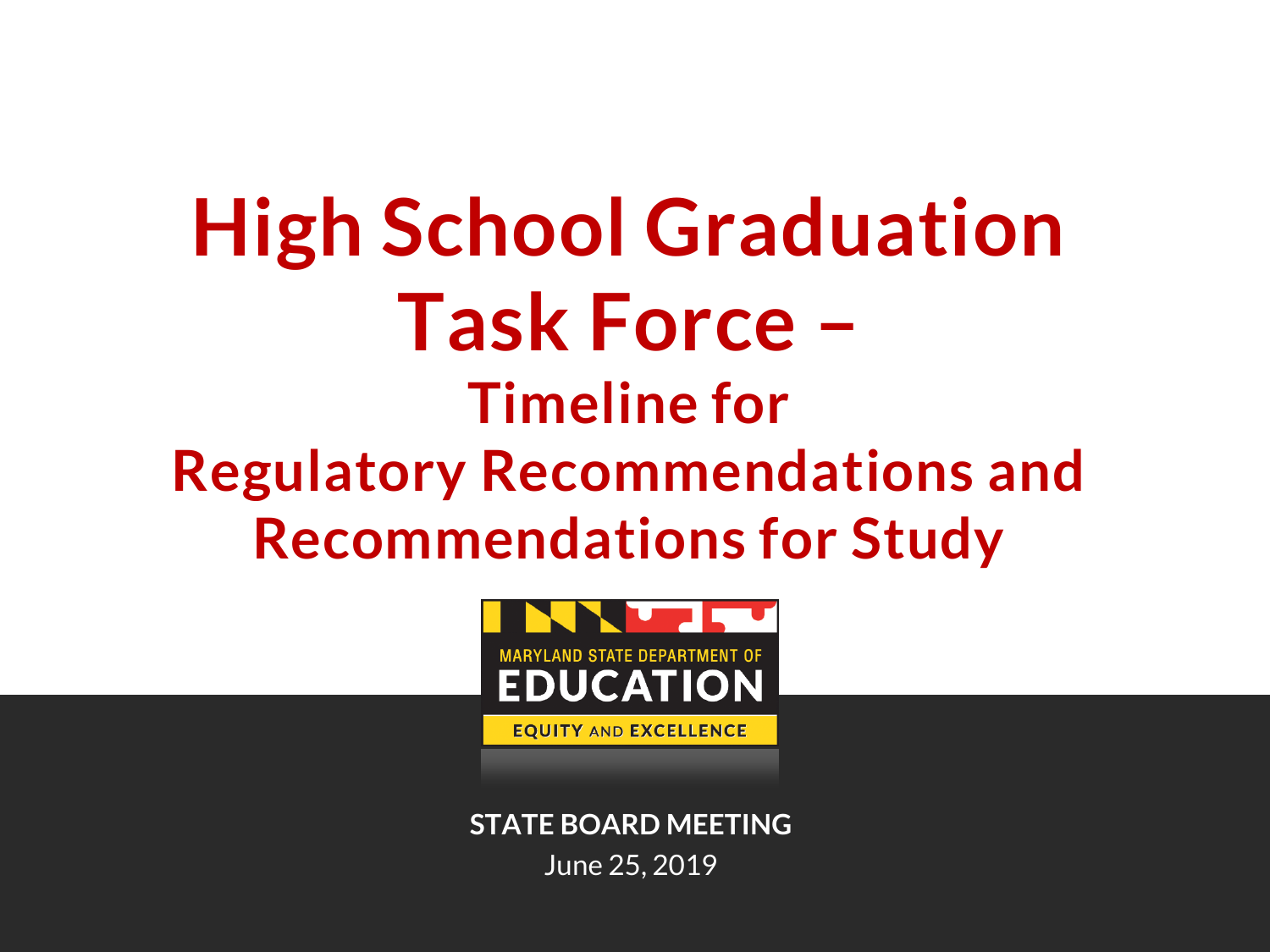# High School Graduation Task Force – Timeline for Regulatory Recommendations and Recommendations for Study

MARYLAND STATE DEPARTMENT OF EDUCATION

EQUITY AND EXCELLENCE

**STATE BOARD MEETING**

June 25, 2019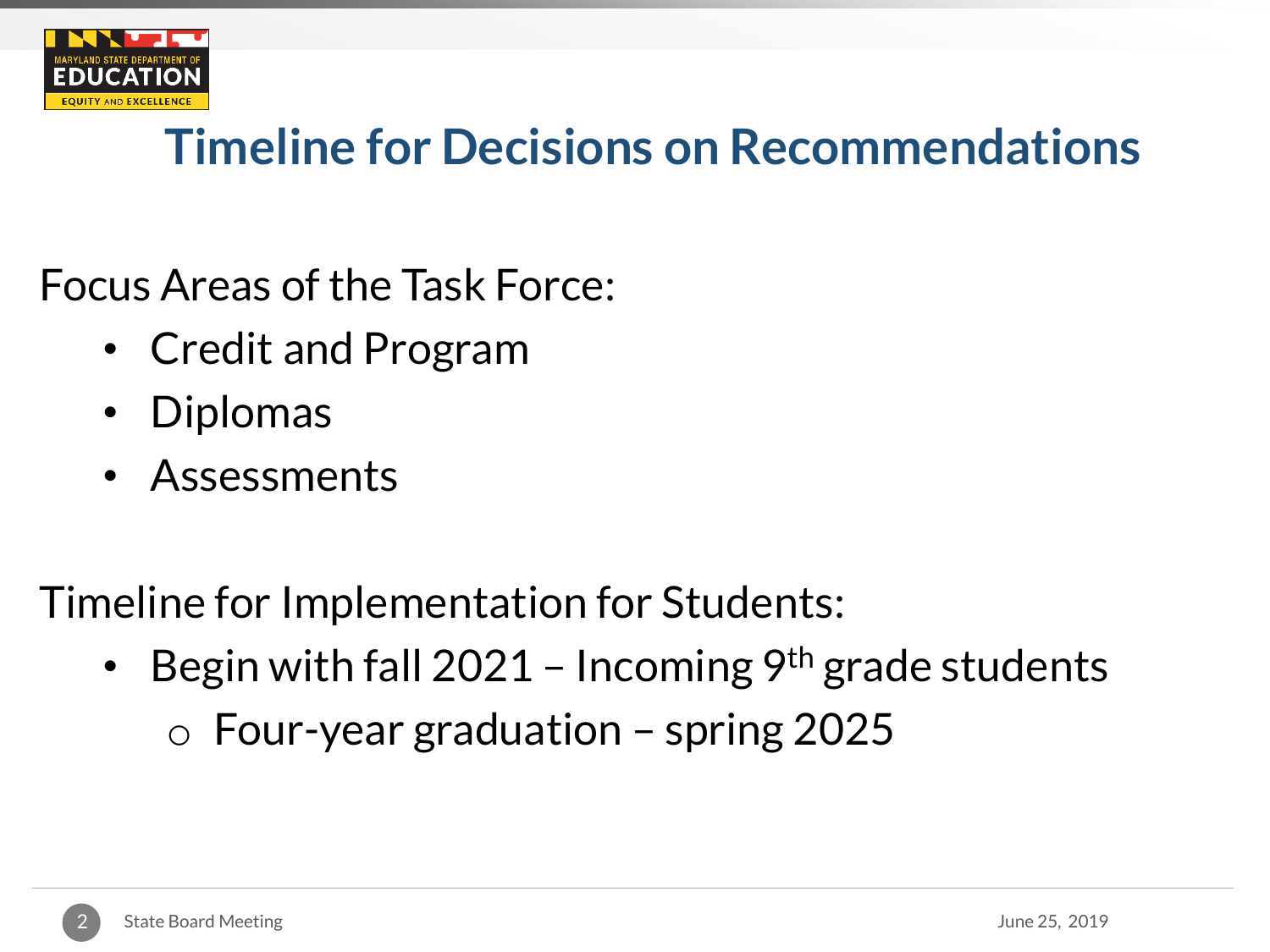# Timeline for Decisions on Recommendations

Focus Areas of the Task Force:

- Credit and Program
- Diplomas
- Assessments

Timeline for Implementation for Students:

- Begin with fall 2021 – Incoming 9th grade students
  - Four-year graduation – spring 2025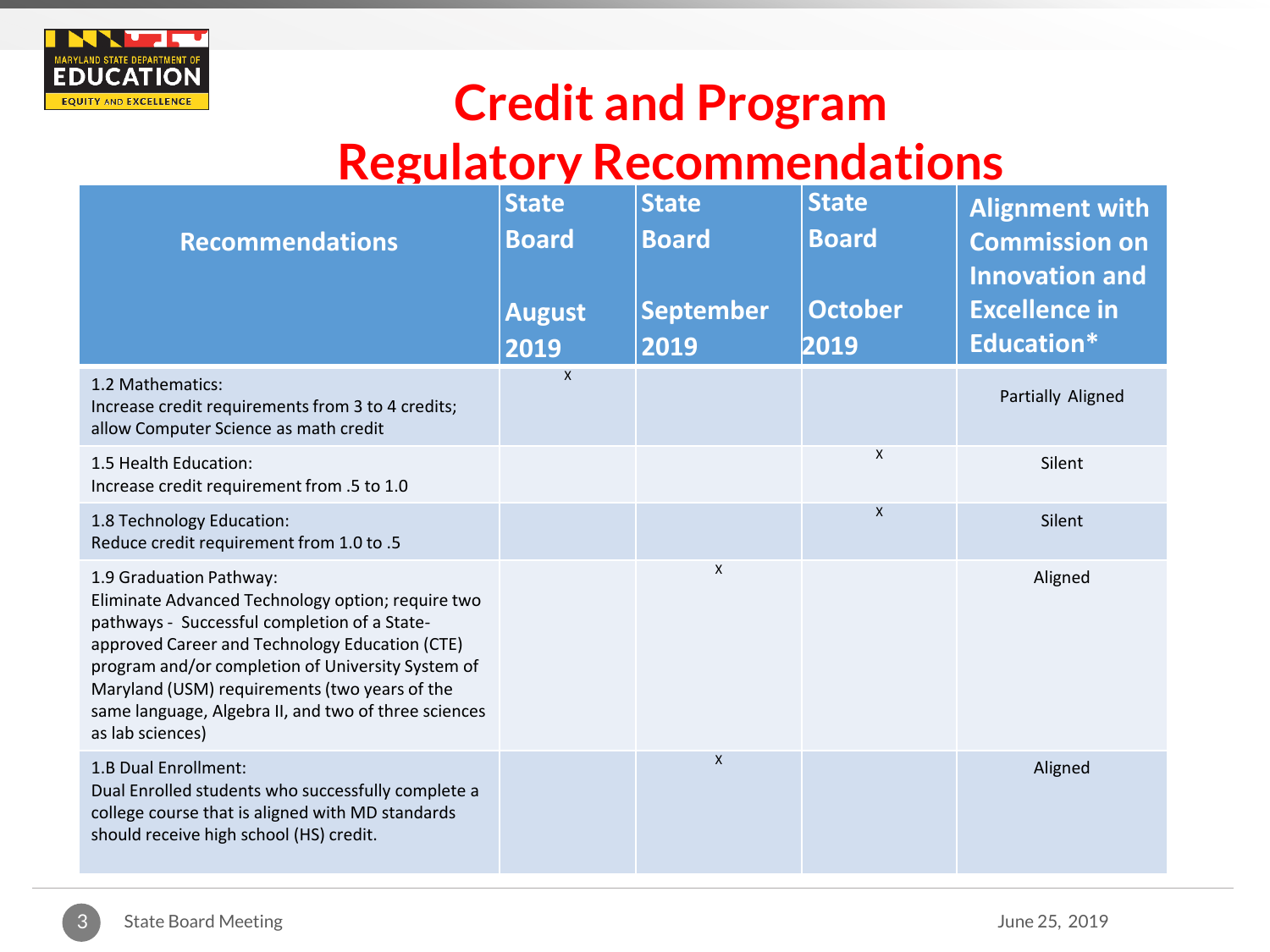# Credit and Program Regulatory Recommendations

| Recommendations | State Board August 2019 | State Board September 2019 | State Board October 2019 | Alignment with Commission on Innovation and Excellence in Education* |
|---|---|---|---|---|
| 1.2 Mathematics: Increase credit requirements from 3 to 4 credits; allow Computer Science as math credit | X | | | Partially Aligned |
| 1.5 Health Education: Increase credit requirement from .5 to 1.0 | | | X | Silent |
| 1.8 Technology Education: Reduce credit requirement from 1.0 to .5 | | | X | Silent |
| 1.9 Graduation Pathway: Eliminate Advanced Technology option; require two pathways - Successful completion of a State-approved Career and Technology Education (CTE) program and/or completion of University System of Maryland (USM) requirements (two years of the same language, Algebra II, and two of three sciences as lab sciences) | | X | | Aligned |
| 1.B Dual Enrollment: Dual Enrolled students who successfully complete a college course that is aligned with MD standards should receive high school (HS) credit. | | X | | Aligned |

State Board Meeting

June 25, 2019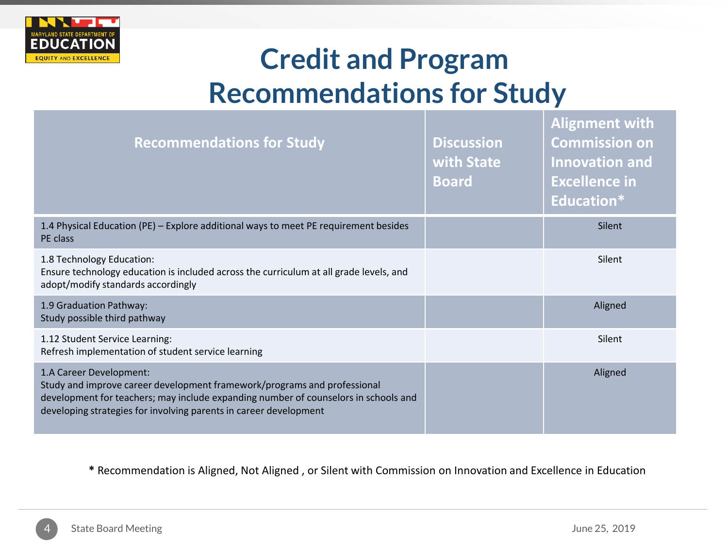# Credit and Program Recommendations for Study

| Recommendations for Study | Discussion with State Board | Alignment with Commission on Innovation and Excellence in Education* |
|---|---|---|
| 1.4 Physical Education (PE) – Explore additional ways to meet PE requirement besides PE class | | Silent |
| 1.8 Technology Education:<br>Ensure technology education is included across the curriculum at all grade levels, and adopt/modify standards accordingly | | Silent |
| 1.9 Graduation Pathway:<br>Study possible third pathway | | Aligned |
| 1.12 Student Service Learning:<br>Refresh implementation of student service learning | | Silent |
| 1.A Career Development:<br>Study and improve career development framework/programs and professional development for teachers; may include expanding number of counselors in schools and developing strategies for involving parents in career development | | Aligned |

**\*** Recommendation is Aligned, Not Aligned , or Silent with Commission on Innovation and Excellence in Education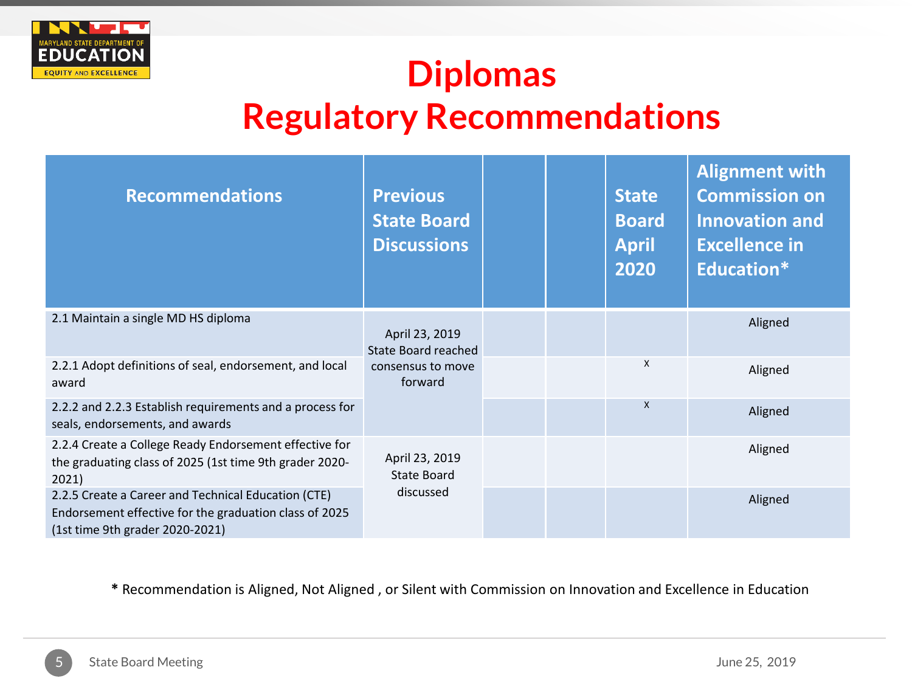# Diplomas
# Regulatory Recommendations

| Recommendations | Previous State Board Discussions | | | State Board April 2020 | Alignment with Commission on Innovation and Excellence in Education* |
|---|---|---|---|---|---|
| 2.1 Maintain a single MD HS diploma | April 23, 2019 State Board reached consensus to move forward | | | | Aligned |
| 2.2.1 Adopt definitions of seal, endorsement, and local award | | | | X | Aligned |
| 2.2.2 and 2.2.3 Establish requirements and a process for seals, endorsements, and awards | | | | X | Aligned |
| 2.2.4 Create a College Ready Endorsement effective for the graduating class of 2025 (1st time 9th grader 2020-2021) | April 23, 2019 State Board discussed | | | | Aligned |
| 2.2.5 Create a Career and Technical Education (CTE) Endorsement effective for the graduation class of 2025 (1st time 9th grader 2020-2021) | | | | | Aligned |

* Recommendation is Aligned, Not Aligned , or Silent with Commission on Innovation and Excellence in Education

State Board Meeting

June 25, 2019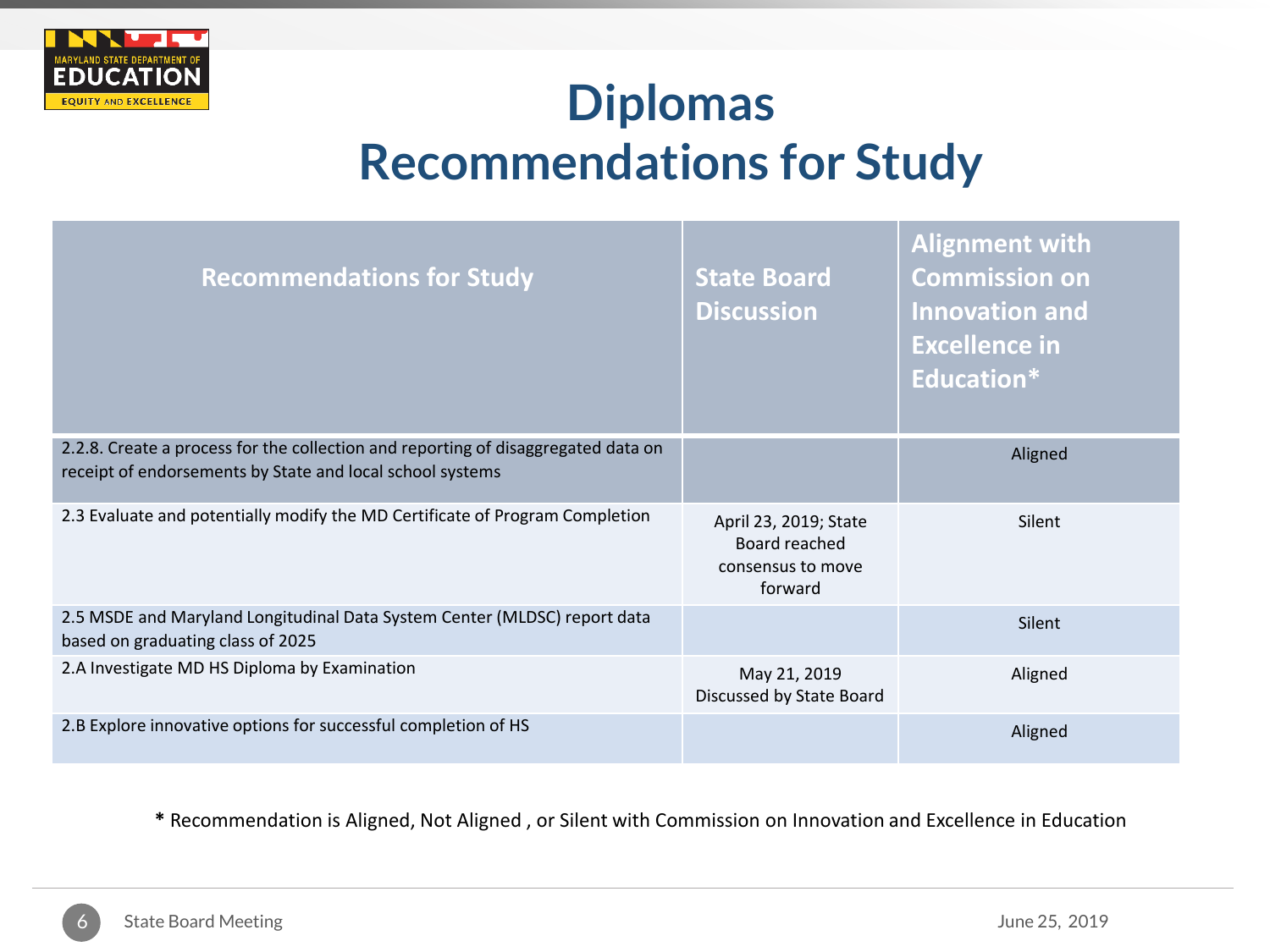# Diplomas
# Recommendations for Study

| Recommendations for Study | State Board Discussion | Alignment with Commission on Innovation and Excellence in Education* |
|---|---|---|
| 2.2.8. Create a process for the collection and reporting of disaggregated data on receipt of endorsements by State and local school systems | | Aligned |
| 2.3 Evaluate and potentially modify the MD Certificate of Program Completion | April 23, 2019; State Board reached consensus to move forward | Silent |
| 2.5 MSDE and Maryland Longitudinal Data System Center (MLDSC) report data based on graduating class of 2025 | | Silent |
| 2.A Investigate MD HS Diploma by Examination | May 21, 2019 Discussed by State Board | Aligned |
| 2.B Explore innovative options for successful completion of HS | | Aligned |

**\*** Recommendation is Aligned, Not Aligned , or Silent with Commission on Innovation and Excellence in Education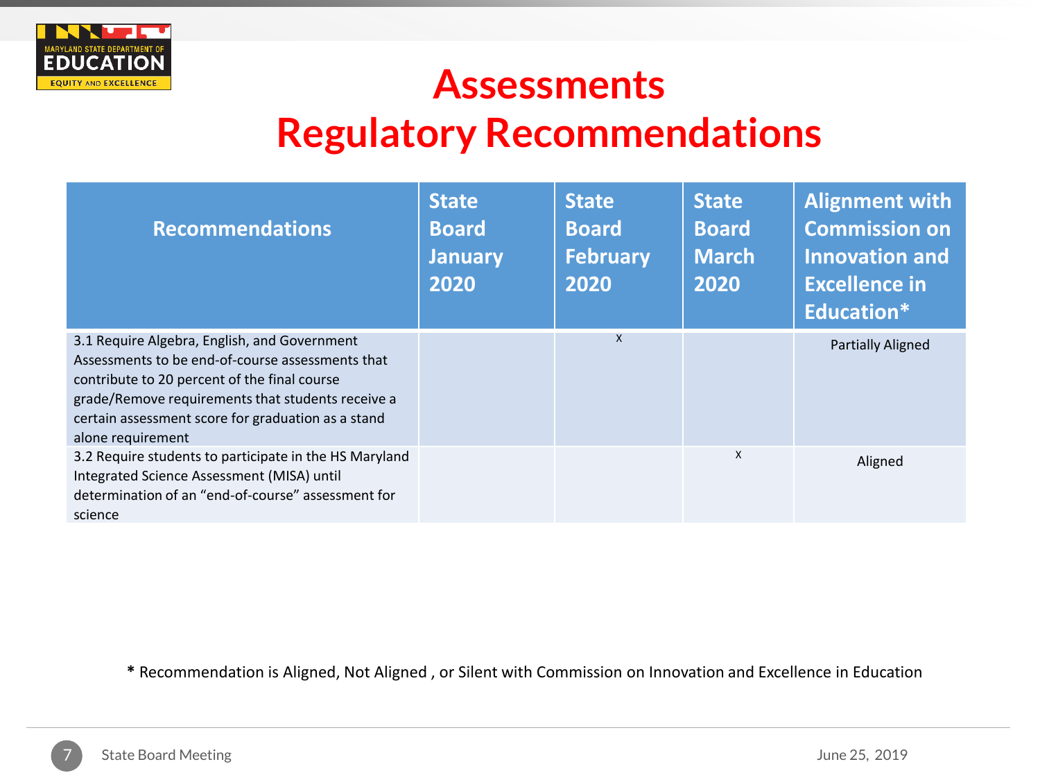# Assessments
# Regulatory Recommendations

| Recommendations | State Board January 2020 | State Board February 2020 | State Board March 2020 | Alignment with Commission on Innovation and Excellence in Education* |
|---|---|---|---|---|
| 3.1 Require Algebra, English, and Government Assessments to be end-of-course assessments that contribute to 20 percent of the final course grade/Remove requirements that students receive a certain assessment score for graduation as a stand alone requirement | | X | | Partially Aligned |
| 3.2 Require students to participate in the HS Maryland Integrated Science Assessment (MISA) until determination of an "end-of-course" assessment for science | | | X | Aligned |

**\*** Recommendation is Aligned, Not Aligned , or Silent with Commission on Innovation and Excellence in Education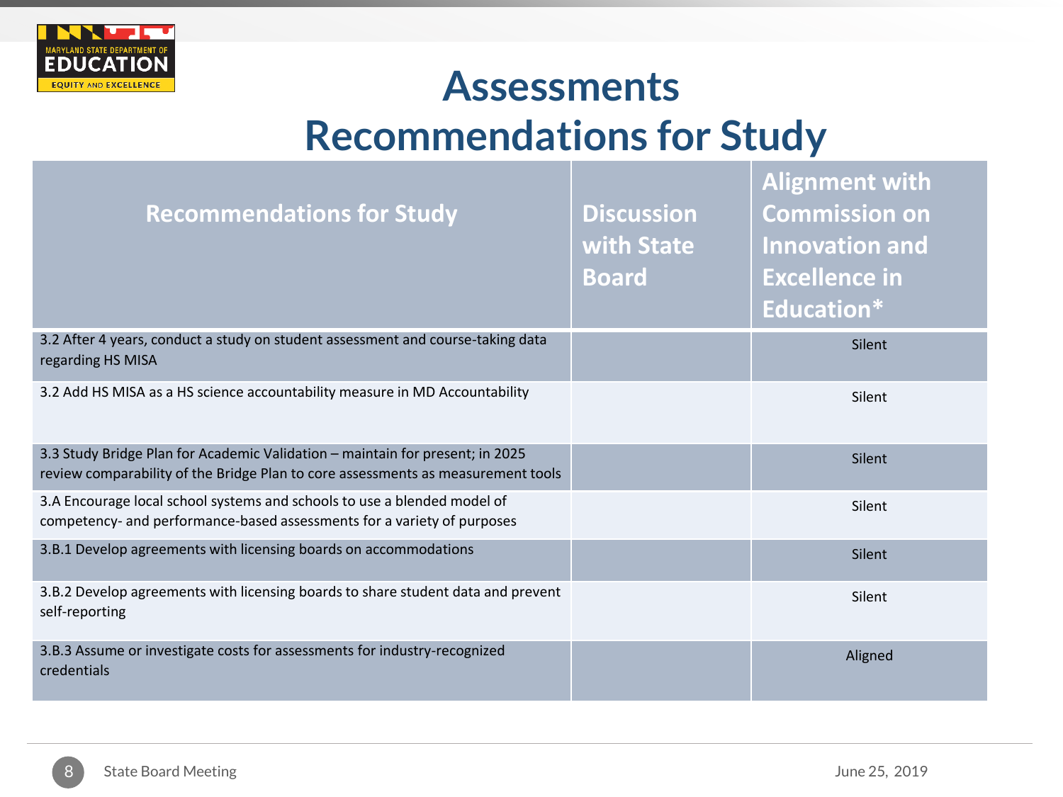# Assessments Recommendations for Study

| Recommendations for Study | Discussion with State Board | Alignment with Commission on Innovation and Excellence in Education* |
|---|---|---|
| 3.2 After 4 years, conduct a study on student assessment and course-taking data regarding HS MISA | | Silent |
| 3.2 Add HS MISA as a HS science accountability measure in MD Accountability | | Silent |
| 3.3 Study Bridge Plan for Academic Validation – maintain for present; in 2025 review comparability of the Bridge Plan to core assessments as measurement tools | | Silent |
| 3.A Encourage local school systems and schools to use a blended model of competency- and performance-based assessments for a variety of purposes | | Silent |
| 3.B.1 Develop agreements with licensing boards on accommodations | | Silent |
| 3.B.2 Develop agreements with licensing boards to share student data and prevent self-reporting | | Silent |
| 3.B.3 Assume or investigate costs for assessments for industry-recognized credentials | | Aligned |

State Board Meeting

June 25, 2019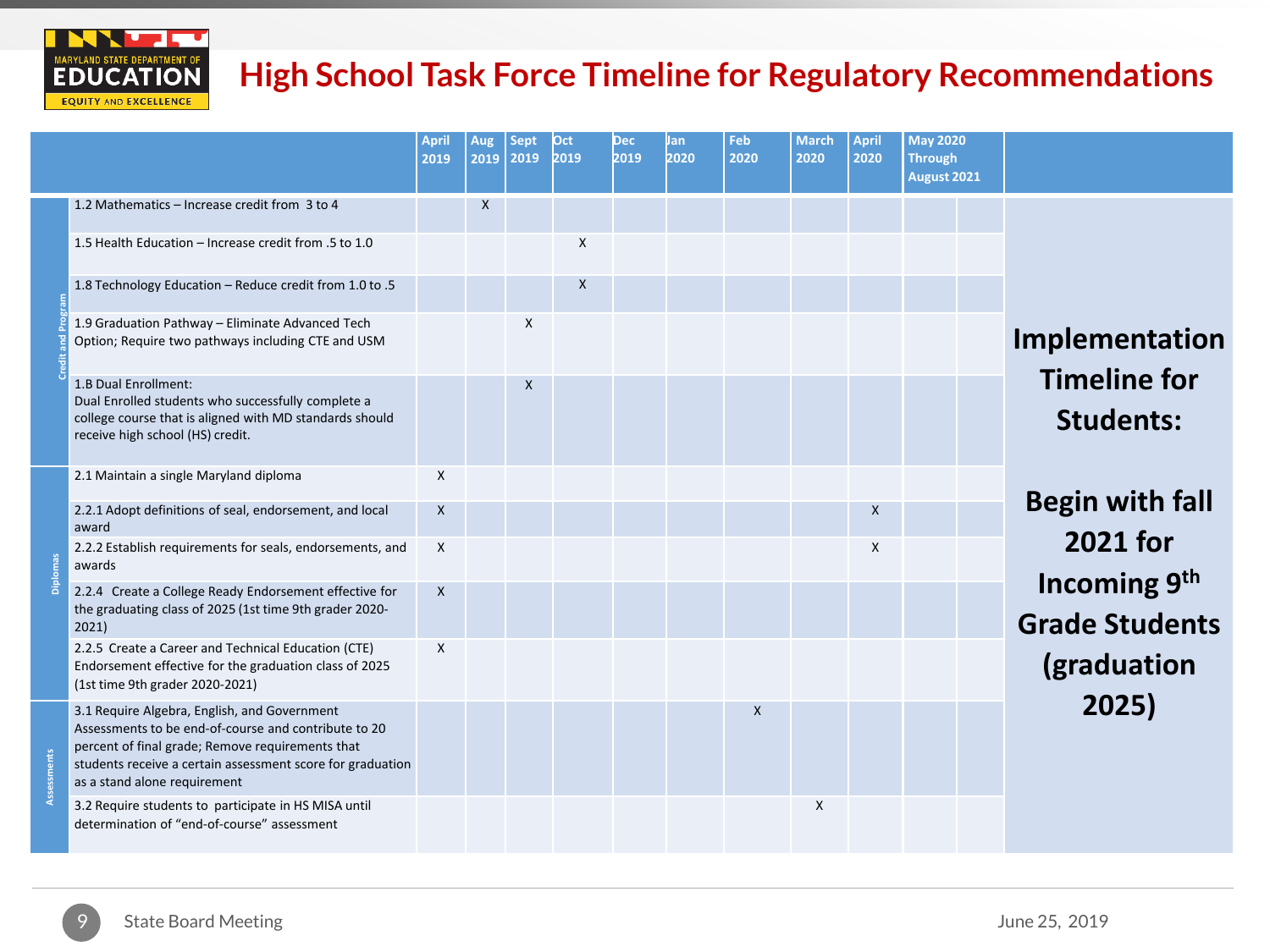# High School Task Force Timeline for Regulatory Recommendations

| | | April 2019 | Aug 2019 | Sept 2019 | Oct 2019 | Dec 2019 | Jan 2020 | Feb 2020 | March 2020 | April 2020 | May 2020 Through August 2021 | |
|---|---|---|---|---|---|---|---|---|---|---|---|---|
| Credit and Program | 1.2 Mathematics – Increase credit from 3 to 4 | | X | | | | | | | | | **Implementation Timeline for Students: Begin with fall 2021 for Incoming 9th Grade Students (graduation 2025)** |
| | 1.5 Health Education – Increase credit from .5 to 1.0 | | | | X | | | | | | | |
| | 1.8 Technology Education – Reduce credit from 1.0 to .5 | | | | X | | | | | | | |
| | 1.9 Graduation Pathway – Eliminate Advanced Tech Option; Require two pathways including CTE and USM | | | X | | | | | | | | |
| | 1.B Dual Enrollment: Dual Enrolled students who successfully complete a college course that is aligned with MD standards should receive high school (HS) credit. | | | X | | | | | | | | |
| Diplomas | 2.1 Maintain a single Maryland diploma | X | | | | | | | | | | |
| | 2.2.1 Adopt definitions of seal, endorsement, and local award | X | | | | | | | | X | | |
| | 2.2.2 Establish requirements for seals, endorsements, and awards | X | | | | | | | | X | | |
| | 2.2.4 Create a College Ready Endorsement effective for the graduating class of 2025 (1st time 9th grader 2020-2021) | X | | | | | | | | | | |
| | 2.2.5 Create a Career and Technical Education (CTE) Endorsement effective for the graduation class of 2025 (1st time 9th grader 2020-2021) | X | | | | | | | | | | |
| Assessments | 3.1 Require Algebra, English, and Government Assessments to be end-of-course and contribute to 20 percent of final grade; Remove requirements that students receive a certain assessment score for graduation as a stand alone requirement | | | | | | | X | | | | |
| | 3.2 Require students to participate in HS MISA until determination of "end-of-course" assessment | | | | | | | | X | | | |

State Board Meeting

June 25, 2019